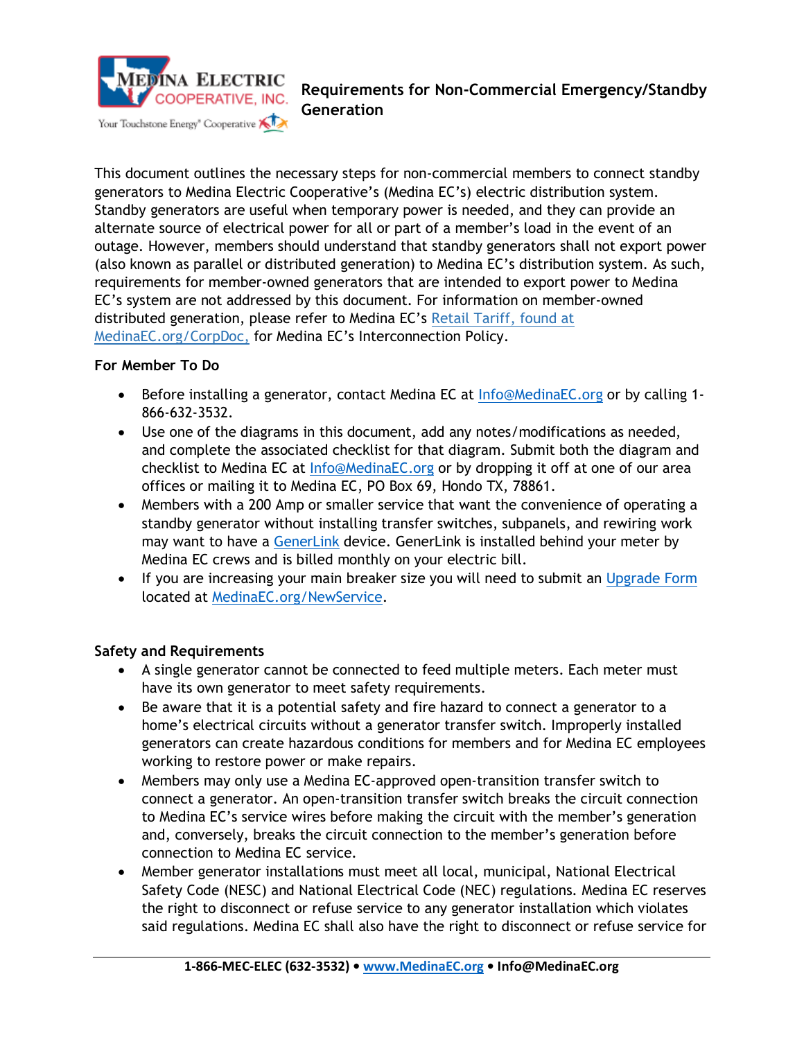# Requirements for Non-Commercial Emergency/Standby Generation

This document outlines the necessary steps for non-commercial members to connect standby generators to Medina Electric Cooperative's (Medina EC's) electric distribution system. Standby generators are useful when temporary power is needed, and they can provide an alternate source of electrical power for all or part of a member's load in the event of an outage. However, members should understand that standby generators shall not export power (also known as parallel or distributed generation) to Medina EC's distribution system. As such, requirements for member-owned generators that are intended to export power to Medina EC's system are not addressed by this document. For information on member-owned distributed generation, please refer to Medina EC's Retail Tariff, found at MedinaEC.org/CorpDoc, for Medina EC's Interconnection Policy.

**For Member To Do**

- Before installing a generator, contact Medina EC at Info@MedinaEC.org or by calling 1-866-632-3532.
- Use one of the diagrams in this document, add any notes/modifications as needed, and complete the associated checklist for that diagram. Submit both the diagram and checklist to Medina EC at Info@MedinaEC.org or by dropping it off at one of our area offices or mailing it to Medina EC, PO Box 69, Hondo TX, 78861.
- Members with a 200 Amp or smaller service that want the convenience of operating a standby generator without installing transfer switches, subpanels, and rewiring work may want to have a GenerLink device. GenerLink is installed behind your meter by Medina EC crews and is billed monthly on your electric bill.
- If you are increasing your main breaker size you will need to submit an Upgrade Form located at MedinaEC.org/NewService.

**Safety and Requirements**

- A single generator cannot be connected to feed multiple meters. Each meter must have its own generator to meet safety requirements.
- Be aware that it is a potential safety and fire hazard to connect a generator to a home's electrical circuits without a generator transfer switch. Improperly installed generators can create hazardous conditions for members and for Medina EC employees working to restore power or make repairs.
- Members may only use a Medina EC-approved open-transition transfer switch to connect a generator. An open-transition transfer switch breaks the circuit connection to Medina EC's service wires before making the circuit with the member's generation and, conversely, breaks the circuit connection to the member's generation before connection to Medina EC service.
- Member generator installations must meet all local, municipal, National Electrical Safety Code (NESC) and National Electrical Code (NEC) regulations. Medina EC reserves the right to disconnect or refuse service to any generator installation which violates said regulations. Medina EC shall also have the right to disconnect or refuse service for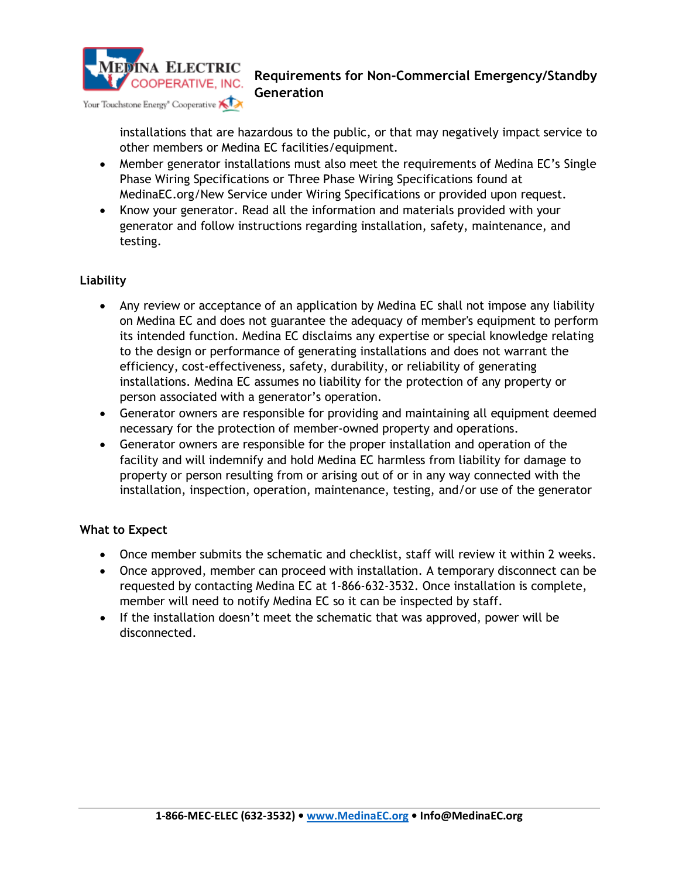installations that are hazardous to the public, or that may negatively impact service to other members or Medina EC facilities/equipment.

- Member generator installations must also meet the requirements of Medina EC's Single Phase Wiring Specifications or Three Phase Wiring Specifications found at MedinaEC.org/New Service under Wiring Specifications or provided upon request.
- Know your generator. Read all the information and materials provided with your generator and follow instructions regarding installation, safety, maintenance, and testing.

**Liability**

- Any review or acceptance of an application by Medina EC shall not impose any liability on Medina EC and does not guarantee the adequacy of member's equipment to perform its intended function. Medina EC disclaims any expertise or special knowledge relating to the design or performance of generating installations and does not warrant the efficiency, cost-effectiveness, safety, durability, or reliability of generating installations. Medina EC assumes no liability for the protection of any property or person associated with a generator's operation.
- Generator owners are responsible for providing and maintaining all equipment deemed necessary for the protection of member-owned property and operations.
- Generator owners are responsible for the proper installation and operation of the facility and will indemnify and hold Medina EC harmless from liability for damage to property or person resulting from or arising out of or in any way connected with the installation, inspection, operation, maintenance, testing, and/or use of the generator

**What to Expect**

- Once member submits the schematic and checklist, staff will review it within 2 weeks.
- Once approved, member can proceed with installation. A temporary disconnect can be requested by contacting Medina EC at 1-866-632-3532. Once installation is complete, member will need to notify Medina EC so it can be inspected by staff.
- If the installation doesn't meet the schematic that was approved, power will be disconnected.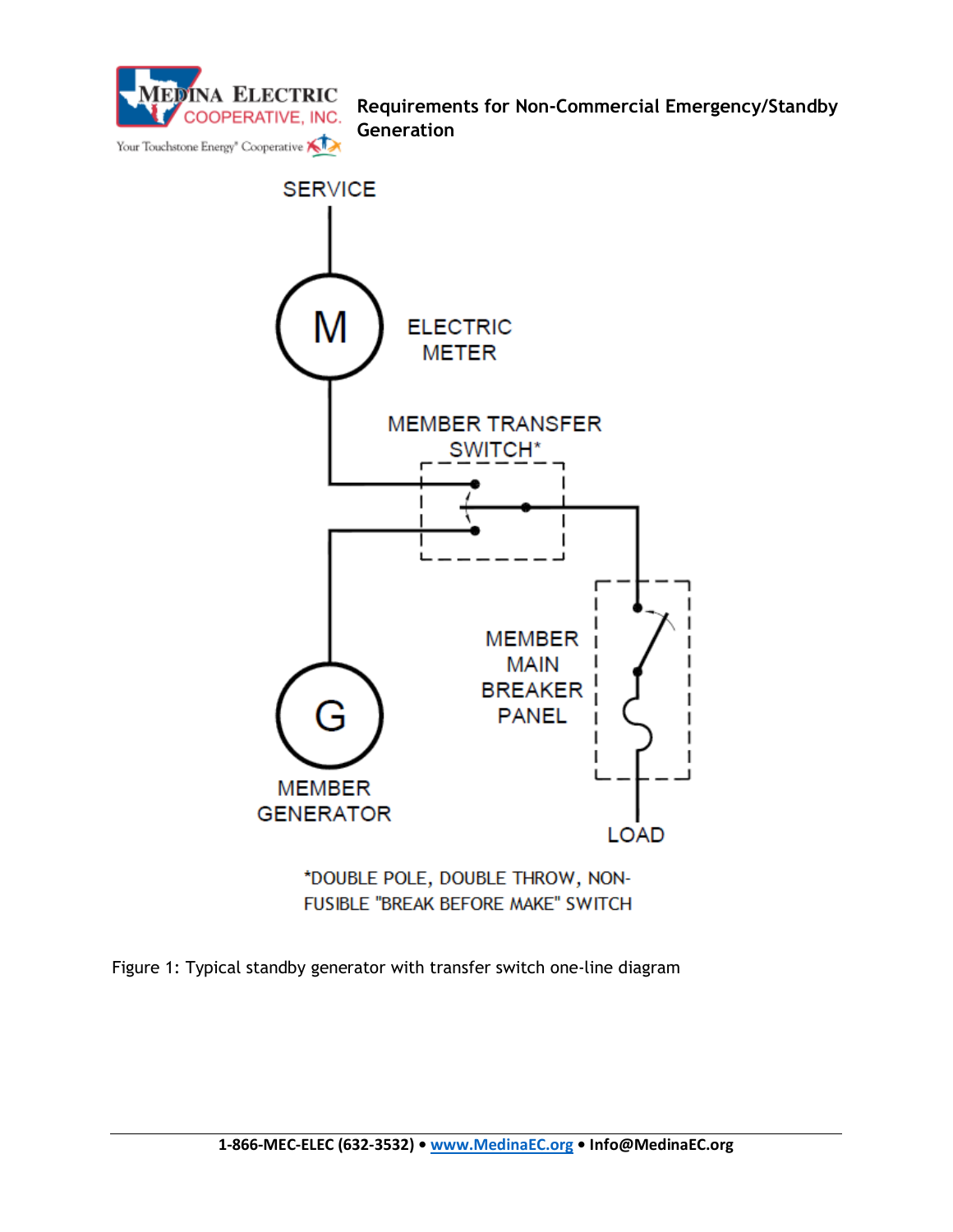SERVICE

ELECTRIC METER

MEMBER TRANSFER SWITCH*

MEMBER MAIN BREAKER PANEL

MEMBER GENERATOR

LOAD

*DOUBLE POLE, DOUBLE THROW, NON-FUSIBLE "BREAK BEFORE MAKE" SWITCH

Figure 1: Typical standby generator with transfer switch one-line diagram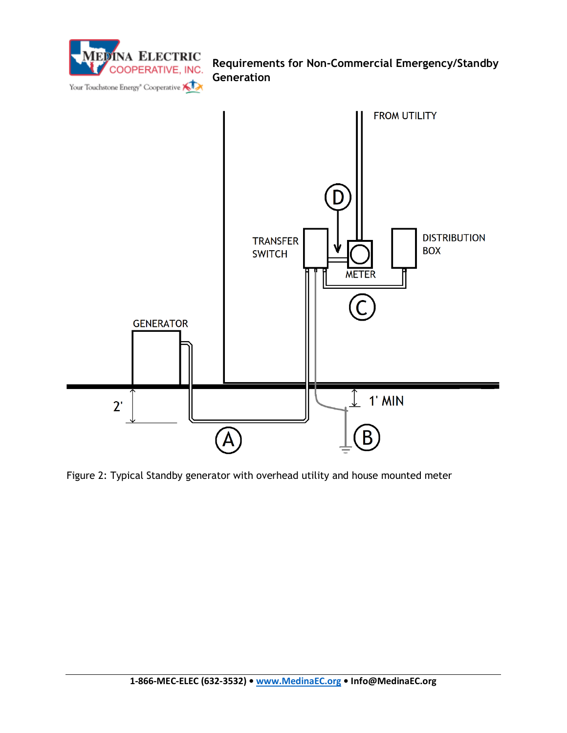FROM UTILITY

D

TRANSFER SWITCH

METER

DISTRIBUTION BOX

C

GENERATOR

2'

1' MIN

A

B

Figure 2: Typical Standby generator with overhead utility and house mounted meter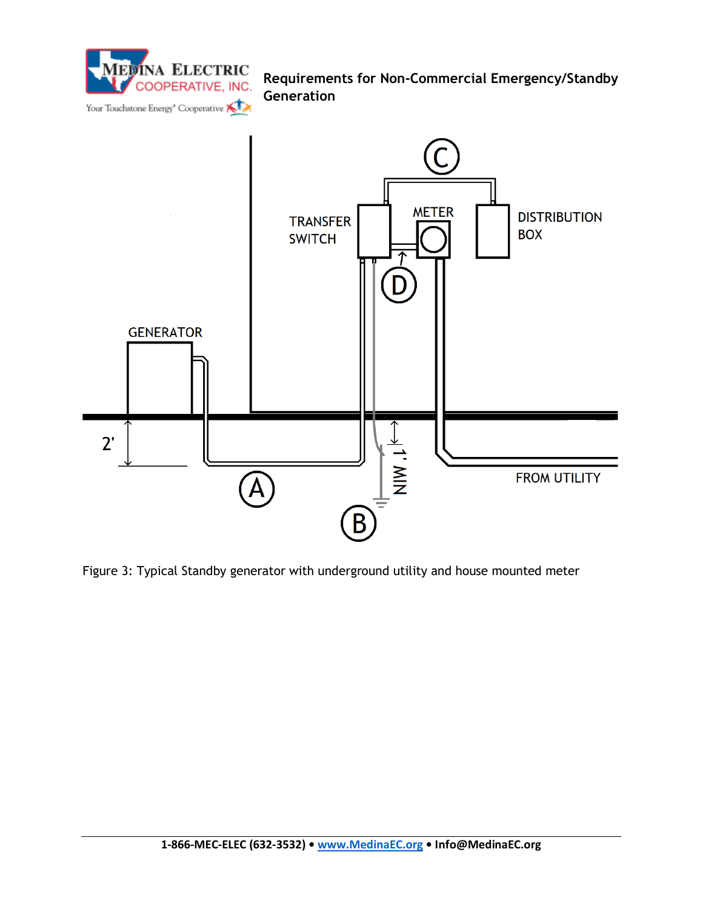Figure 3: Typical Standby generator with underground utility and house mounted meter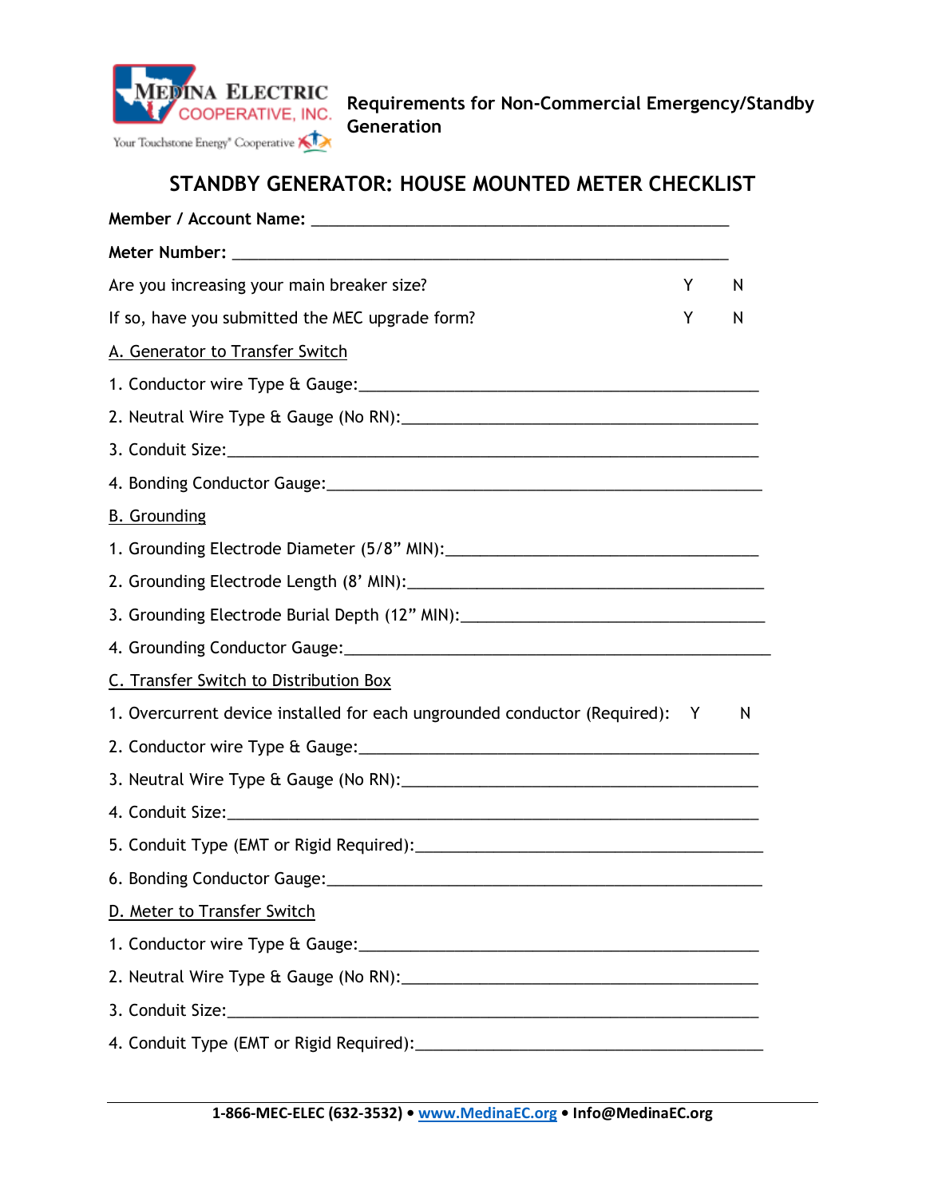Requirements for Non-Commercial Emergency/Standby Generation

# STANDBY GENERATOR: HOUSE MOUNTED METER CHECKLIST

**Member / Account Name:** ______________________________________________

**Meter Number:** ______________________________________________________

Are you increasing your main breaker size? Y N

If so, have you submitted the MEC upgrade form? Y N

## A. Generator to Transfer Switch

1. Conductor wire Type & Gauge:_____________________________________________
2. Neutral Wire Type & Gauge (No RN):________________________________________
3. Conduit Size:_________________________________________________________
4. Bonding Conductor Gauge:_______________________________________________

## B. Grounding

1. Grounding Electrode Diameter (5/8" MIN):___________________________________
2. Grounding Electrode Length (8' MIN):_______________________________________
3. Grounding Electrode Burial Depth (12" MIN):__________________________________
4. Grounding Conductor Gauge:_______________________________________________

## C. Transfer Switch to Distribution Box

1. Overcurrent device installed for each ungrounded conductor (Required): Y N
2. Conductor wire Type & Gauge:_____________________________________________
3. Neutral Wire Type & Gauge (No RN):________________________________________
4. Conduit Size:_________________________________________________________
5. Conduit Type (EMT or Rigid Required):______________________________________
6. Bonding Conductor Gauge:_______________________________________________

## D. Meter to Transfer Switch

1. Conductor wire Type & Gauge:_____________________________________________
2. Neutral Wire Type & Gauge (No RN):________________________________________
3. Conduit Size:_________________________________________________________
4. Conduit Type (EMT or Rigid Required):______________________________________

**1-866-MEC-ELEC (632-3532) • www.MedinaEC.org • Info@MedinaEC.org**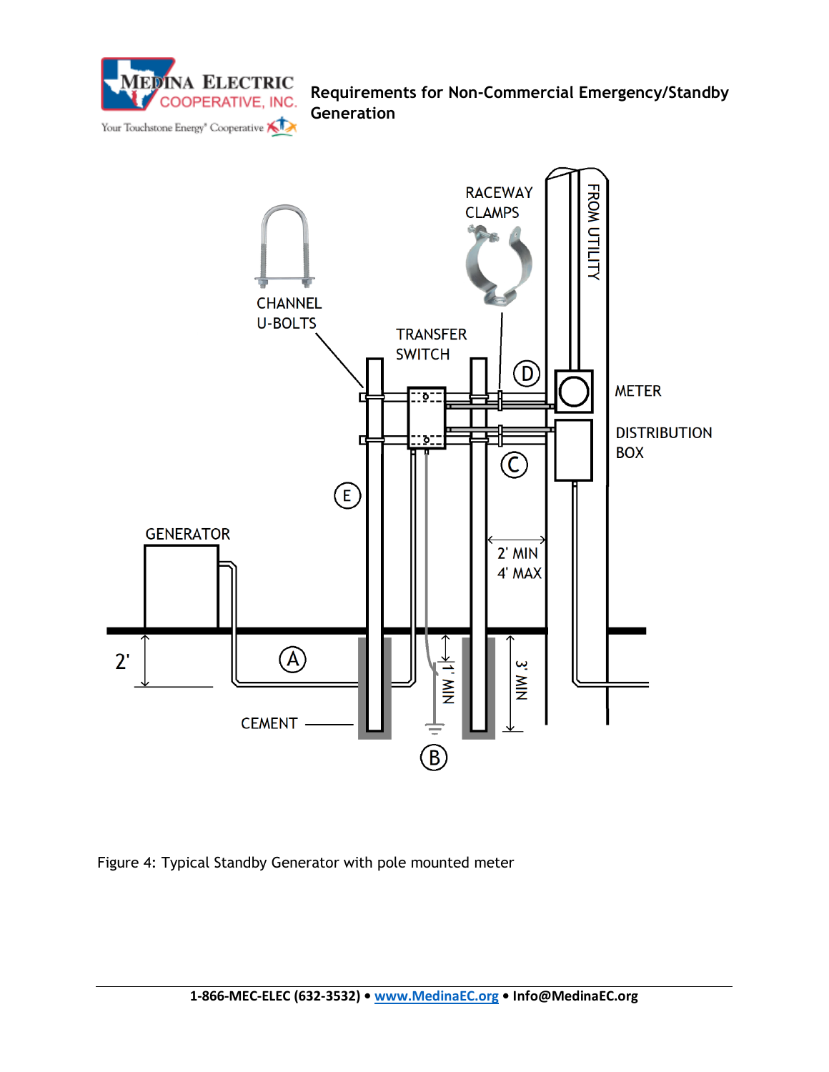Figure 4: Typical Standby Generator with pole mounted meter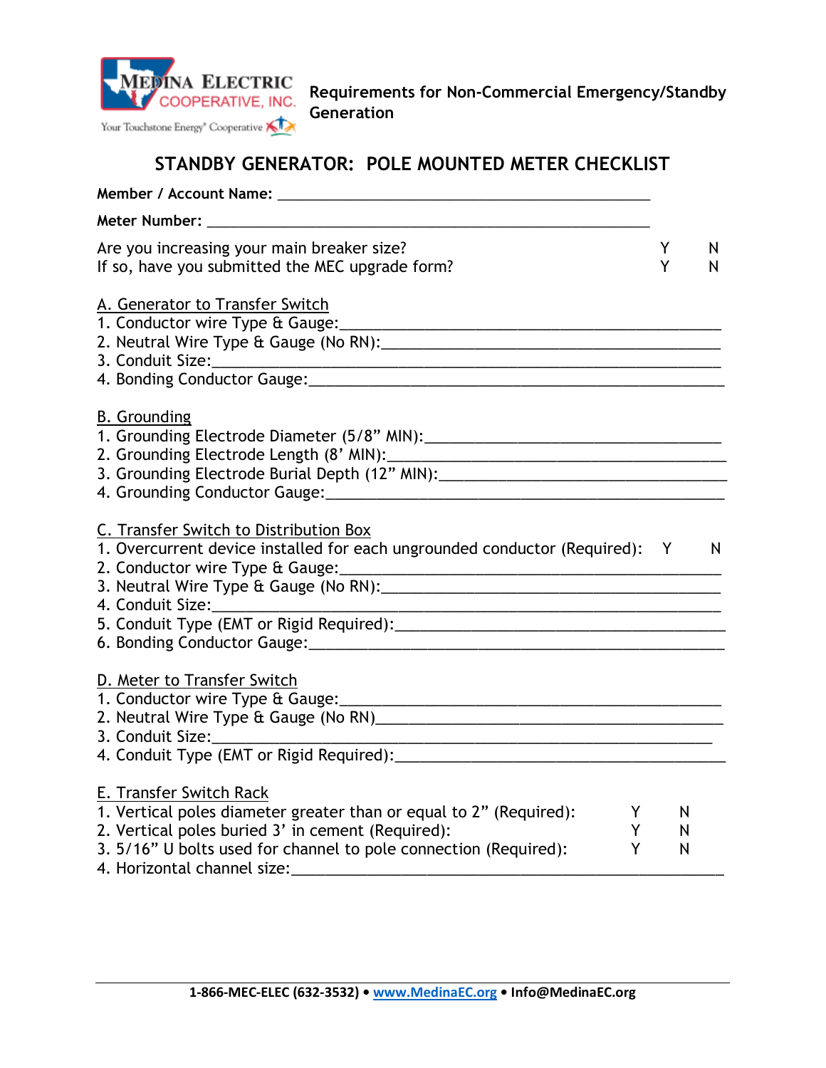Medina Electric Cooperative, Inc.
Your Touchstone Energy® Cooperative

**Requirements for Non-Commercial Emergency/Standby Generation**

# STANDBY GENERATOR: POLE MOUNTED METER CHECKLIST

**Member / Account Name:** ______________________________________________

**Meter Number:** ______________________________________________________

Are you increasing your main breaker size? Y N
If so, have you submitted the MEC upgrade form? Y N

__A. Generator to Transfer Switch__
1. Conductor wire Type & Gauge:_____________________________________________
2. Neutral Wire Type & Gauge (No RN):_______________________________________
3. Conduit Size:___________________________________________________________
4. Bonding Conductor Gauge:_________________________________________________

__B. Grounding__
1. Grounding Electrode Diameter (5/8" MIN):__________________________________
2. Grounding Electrode Length (8' MIN):______________________________________
3. Grounding Electrode Burial Depth (12" MIN):________________________________
4. Grounding Conductor Gauge:_______________________________________________

__C. Transfer Switch to Distribution Box__
1. Overcurrent device installed for each ungrounded conductor (Required): Y N
2. Conductor wire Type & Gauge:_____________________________________________
3. Neutral Wire Type & Gauge (No RN):_______________________________________
4. Conduit Size:___________________________________________________________
5. Conduit Type (EMT or Rigid Required):_____________________________________
6. Bonding Conductor Gauge:_________________________________________________

__D. Meter to Transfer Switch__
1. Conductor wire Type & Gauge:_____________________________________________
2. Neutral Wire Type & Gauge (No RN)________________________________________
3. Conduit Size:___________________________________________________________
4. Conduit Type (EMT or Rigid Required):_____________________________________

__E. Transfer Switch Rack__
1. Vertical poles diameter greater than or equal to 2" (Required): Y N
2. Vertical poles buried 3' in cement (Required): Y N
3. 5/16" U bolts used for channel to pole connection (Required): Y N
4. Horizontal channel size:__________________________________________________

**1-866-MEC-ELEC (632-3532) • [www.MedinaEC.org](http://www.MedinaEC.org) • Info@MedinaEC.org**